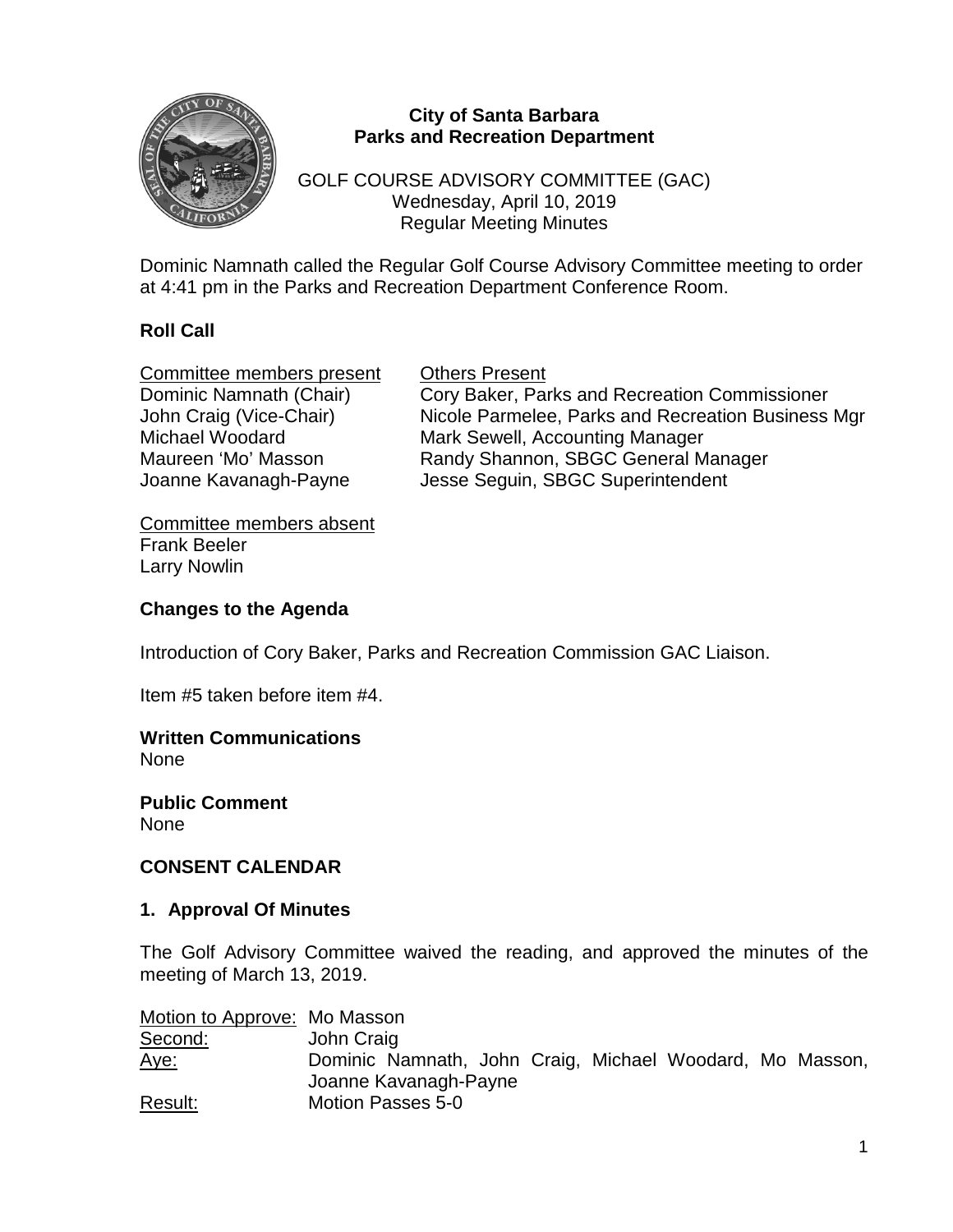**City of Santa Barbara**
**Parks and Recreation Department**

GOLF COURSE ADVISORY COMMITTEE (GAC)
Wednesday, April 10, 2019
Regular Meeting Minutes

Dominic Namnath called the Regular Golf Course Advisory Committee meeting to order at 4:41 pm in the Parks and Recreation Department Conference Room.

## Roll Call

| Committee members present | Others Present |
|---|---|
| Dominic Namnath (Chair) | Cory Baker, Parks and Recreation Commissioner |
| John Craig (Vice-Chair) | Nicole Parmelee, Parks and Recreation Business Mgr |
| Michael Woodard | Mark Sewell, Accounting Manager |
| Maureen 'Mo' Masson | Randy Shannon, SBGC General Manager |
| Joanne Kavanagh-Payne | Jesse Seguin, SBGC Superintendent |

Committee members absent
Frank Beeler
Larry Nowlin

## Changes to the Agenda

Introduction of Cory Baker, Parks and Recreation Commission GAC Liaison.

Item #5 taken before item #4.

**Written Communications**
None

**Public Comment**
None

## CONSENT CALENDAR

### 1. Approval Of Minutes

The Golf Advisory Committee waived the reading, and approved the minutes of the meeting of March 13, 2019.

| | |
|---|---|
| Motion to Approve: | Mo Masson |
| Second: | John Craig |
| Aye: | Dominic Namnath, John Craig, Michael Woodard, Mo Masson, Joanne Kavanagh-Payne |
| Result: | Motion Passes 5-0 |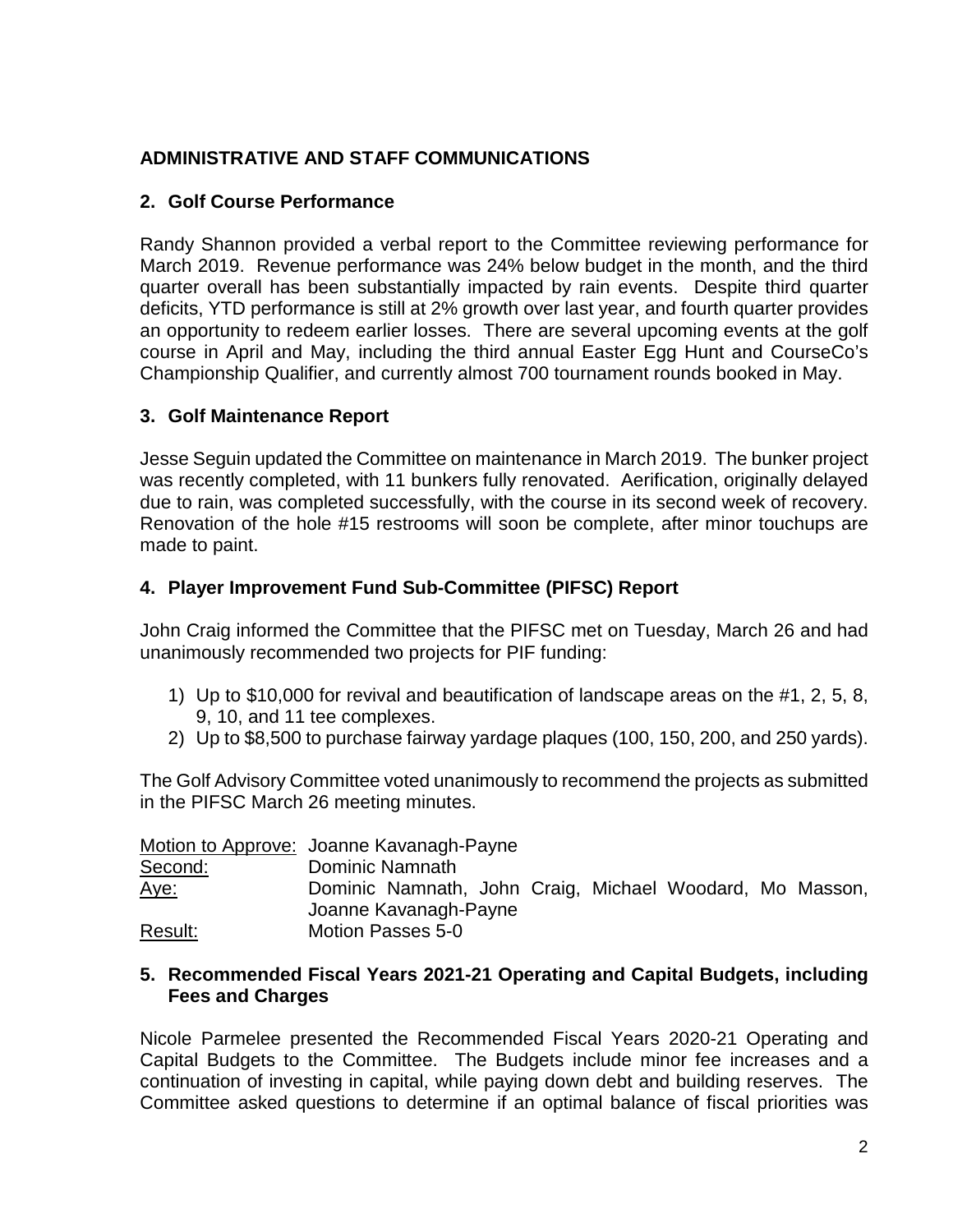## ADMINISTRATIVE AND STAFF COMMUNICATIONS

### 2. Golf Course Performance

Randy Shannon provided a verbal report to the Committee reviewing performance for March 2019. Revenue performance was 24% below budget in the month, and the third quarter overall has been substantially impacted by rain events. Despite third quarter deficits, YTD performance is still at 2% growth over last year, and fourth quarter provides an opportunity to redeem earlier losses. There are several upcoming events at the golf course in April and May, including the third annual Easter Egg Hunt and CourseCo's Championship Qualifier, and currently almost 700 tournament rounds booked in May.

### 3. Golf Maintenance Report

Jesse Seguin updated the Committee on maintenance in March 2019. The bunker project was recently completed, with 11 bunkers fully renovated. Aerification, originally delayed due to rain, was completed successfully, with the course in its second week of recovery. Renovation of the hole #15 restrooms will soon be complete, after minor touchups are made to paint.

### 4. Player Improvement Fund Sub-Committee (PIFSC) Report

John Craig informed the Committee that the PIFSC met on Tuesday, March 26 and had unanimously recommended two projects for PIF funding:

1) Up to $10,000 for revival and beautification of landscape areas on the #1, 2, 5, 8, 9, 10, and 11 tee complexes.
2) Up to $8,500 to purchase fairway yardage plaques (100, 150, 200, and 250 yards).

The Golf Advisory Committee voted unanimously to recommend the projects as submitted in the PIFSC March 26 meeting minutes.

<u>Motion to Approve:</u> Joanne Kavanagh-Payne
<u>Second:</u> Dominic Namnath
<u>Aye:</u> Dominic Namnath, John Craig, Michael Woodard, Mo Masson, Joanne Kavanagh-Payne
<u>Result:</u> Motion Passes 5-0

### 5. Recommended Fiscal Years 2021-21 Operating and Capital Budgets, including Fees and Charges

Nicole Parmelee presented the Recommended Fiscal Years 2020-21 Operating and Capital Budgets to the Committee. The Budgets include minor fee increases and a continuation of investing in capital, while paying down debt and building reserves. The Committee asked questions to determine if an optimal balance of fiscal priorities was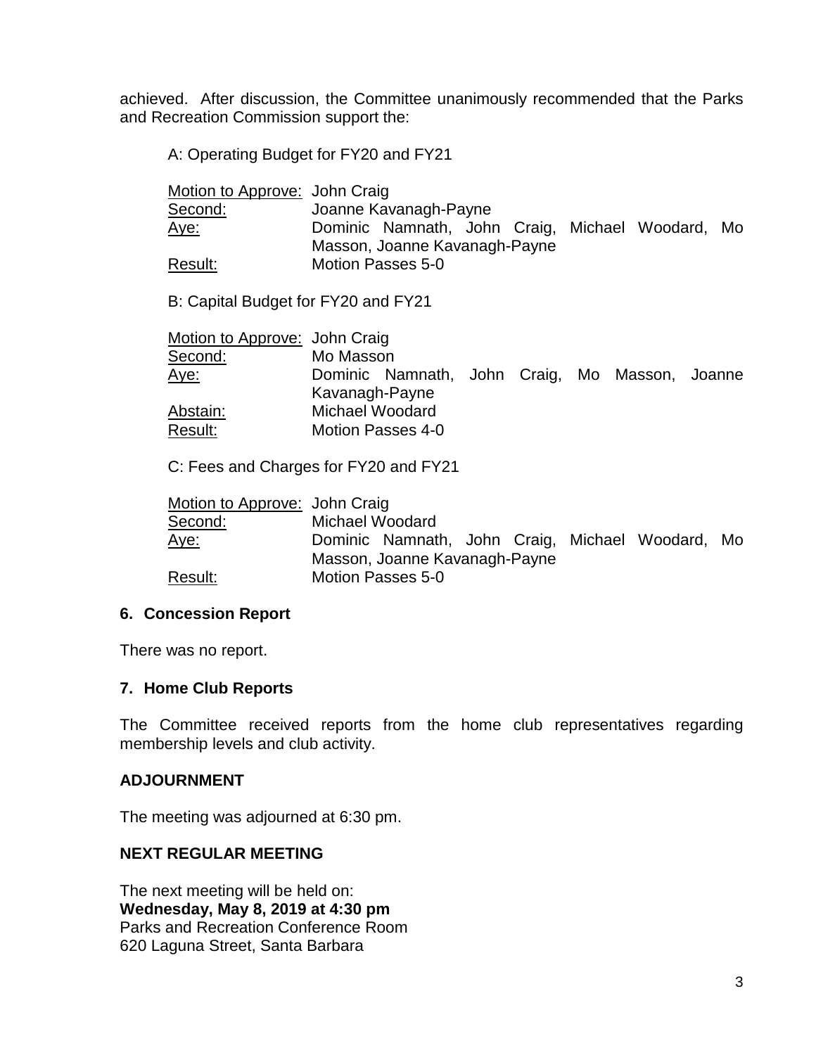achieved. After discussion, the Committee unanimously recommended that the Parks and Recreation Commission support the:

A: Operating Budget for FY20 and FY21

| | |
|---|---|
| Motion to Approve: | John Craig |
| Second: | Joanne Kavanagh-Payne |
| Aye: | Dominic Namnath, John Craig, Michael Woodard, Mo Masson, Joanne Kavanagh-Payne |
| Result: | Motion Passes 5-0 |

B: Capital Budget for FY20 and FY21

| | |
|---|---|
| Motion to Approve: | John Craig |
| Second: | Mo Masson |
| Aye: | Dominic Namnath, John Craig, Mo Masson, Joanne Kavanagh-Payne |
| Abstain: | Michael Woodard |
| Result: | Motion Passes 4-0 |

C: Fees and Charges for FY20 and FY21

| | |
|---|---|
| Motion to Approve: | John Craig |
| Second: | Michael Woodard |
| Aye: | Dominic Namnath, John Craig, Michael Woodard, Mo Masson, Joanne Kavanagh-Payne |
| Result: | Motion Passes 5-0 |

### 6. Concession Report

There was no report.

### 7. Home Club Reports

The Committee received reports from the home club representatives regarding membership levels and club activity.

### ADJOURNMENT

The meeting was adjourned at 6:30 pm.

### NEXT REGULAR MEETING

The next meeting will be held on:
**Wednesday, May 8, 2019 at 4:30 pm**
Parks and Recreation Conference Room
620 Laguna Street, Santa Barbara